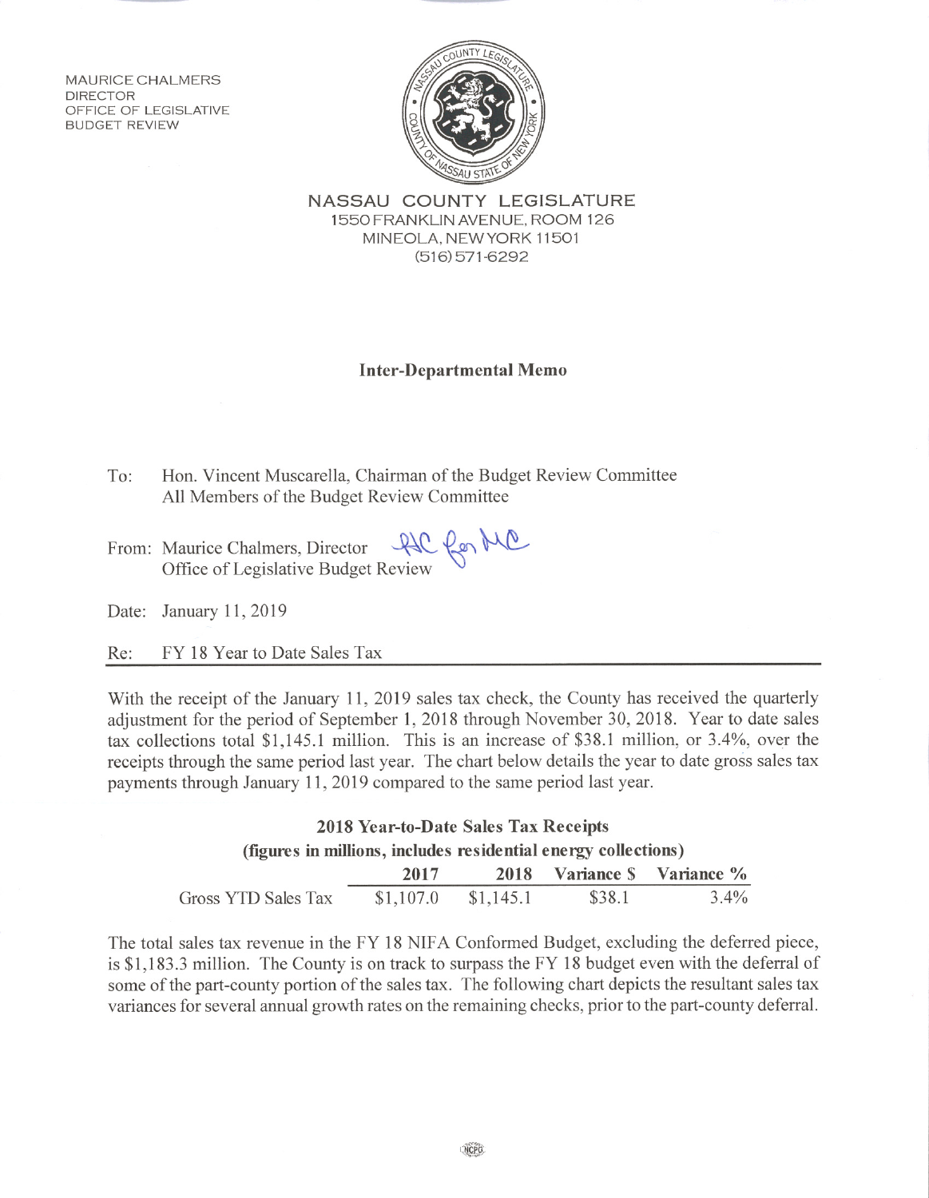MAURICE CHALMERS
DIRECTOR
OFFICE OF LEGISLATIVE
BUDGET REVIEW

**NASSAU COUNTY LEGISLATURE**
1550 FRANKLIN AVENUE, ROOM 126
MINEOLA, NEW YORK 11501
(516) 571-6292

### Inter-Departmental Memo

To: Hon. Vincent Muscarella, Chairman of the Budget Review Committee
All Members of the Budget Review Committee

From: Maurice Chalmers, Director
Office of Legislative Budget Review

Date: January 11, 2019

Re: FY 18 Year to Date Sales Tax

With the receipt of the January 11, 2019 sales tax check, the County has received the quarterly adjustment for the period of September 1, 2018 through November 30, 2018. Year to date sales tax collections total $1,145.1 million. This is an increase of $38.1 million, or 3.4%, over the receipts through the same period last year. The chart below details the year to date gross sales tax payments through January 11, 2019 compared to the same period last year.

**2018 Year-to-Date Sales Tax Receipts**
**(figures in millions, includes residential energy collections)**

| | 2017 | 2018 | Variance $ | Variance % |
|---|---|---|---|---|
| Gross YTD Sales Tax | $1,107.0 | $1,145.1 | $38.1 | 3.4% |

The total sales tax revenue in the FY 18 NIFA Conformed Budget, excluding the deferred piece, is $1,183.3 million. The County is on track to surpass the FY 18 budget even with the deferral of some of the part-county portion of the sales tax. The following chart depicts the resultant sales tax variances for several annual growth rates on the remaining checks, prior to the part-county deferral.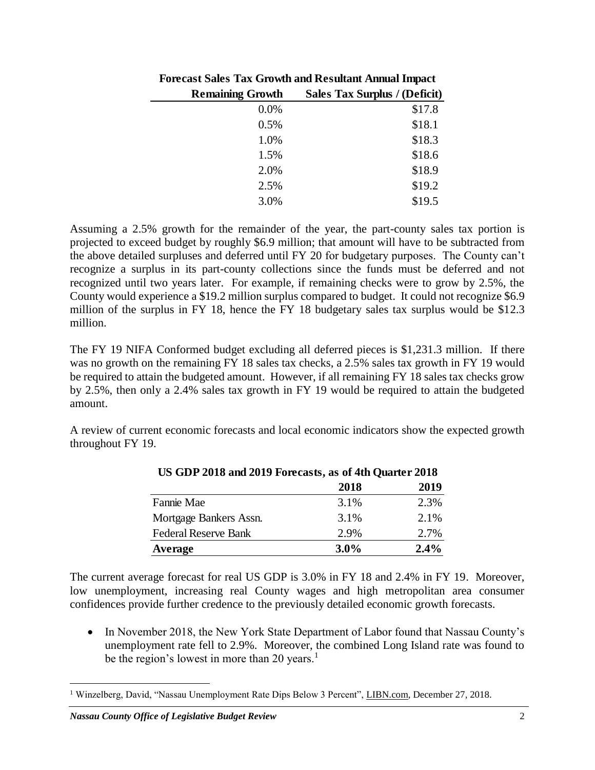**Forecast Sales Tax Growth and Resultant Annual Impact**

| Remaining Growth | Sales Tax Surplus / (Deficit) |
|---|---|
| 0.0% | $17.8 |
| 0.5% | $18.1 |
| 1.0% | $18.3 |
| 1.5% | $18.6 |
| 2.0% | $18.9 |
| 2.5% | $19.2 |
| 3.0% | $19.5 |

Assuming a 2.5% growth for the remainder of the year, the part-county sales tax portion is projected to exceed budget by roughly $6.9 million; that amount will have to be subtracted from the above detailed surpluses and deferred until FY 20 for budgetary purposes. The County can't recognize a surplus in its part-county collections since the funds must be deferred and not recognized until two years later. For example, if remaining checks were to grow by 2.5%, the County would experience a $19.2 million surplus compared to budget. It could not recognize $6.9 million of the surplus in FY 18, hence the FY 18 budgetary sales tax surplus would be $12.3 million.

The FY 19 NIFA Conformed budget excluding all deferred pieces is $1,231.3 million. If there was no growth on the remaining FY 18 sales tax checks, a 2.5% sales tax growth in FY 19 would be required to attain the budgeted amount. However, if all remaining FY 18 sales tax checks grow by 2.5%, then only a 2.4% sales tax growth in FY 19 would be required to attain the budgeted amount.

A review of current economic forecasts and local economic indicators show the expected growth throughout FY 19.

**US GDP 2018 and 2019 Forecasts, as of 4th Quarter 2018**

| | 2018 | 2019 |
|---|---|---|
| Fannie Mae | 3.1% | 2.3% |
| Mortgage Bankers Assn. | 3.1% | 2.1% |
| Federal Reserve Bank | 2.9% | 2.7% |
| **Average** | **3.0%** | **2.4%** |

The current average forecast for real US GDP is 3.0% in FY 18 and 2.4% in FY 19. Moreover, low unemployment, increasing real County wages and high metropolitan area consumer confidences provide further credence to the previously detailed economic growth forecasts.

- In November 2018, the New York State Department of Labor found that Nassau County's unemployment rate fell to 2.9%. Moreover, the combined Long Island rate was found to be the region's lowest in more than 20 years.[1]

[1] Winzelberg, David, "Nassau Unemployment Rate Dips Below 3 Percent", LIBN.com, December 27, 2018.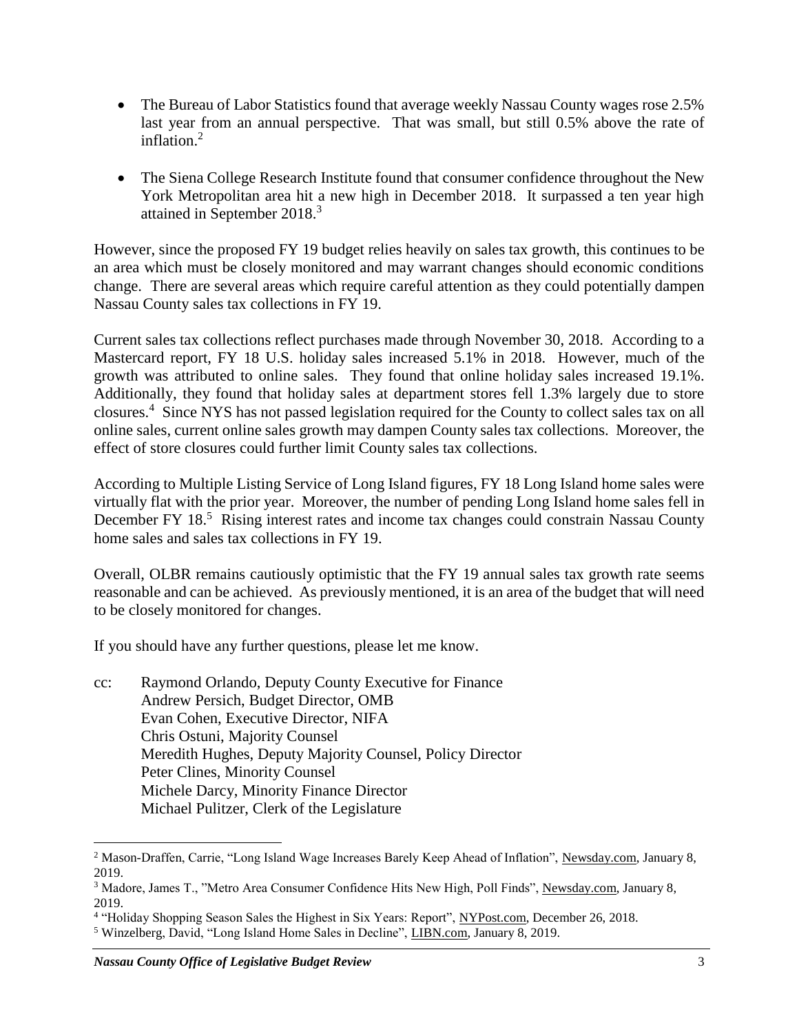- The Bureau of Labor Statistics found that average weekly Nassau County wages rose 2.5% last year from an annual perspective. That was small, but still 0.5% above the rate of inflation.[2]

- The Siena College Research Institute found that consumer confidence throughout the New York Metropolitan area hit a new high in December 2018. It surpassed a ten year high attained in September 2018.[3]

However, since the proposed FY 19 budget relies heavily on sales tax growth, this continues to be an area which must be closely monitored and may warrant changes should economic conditions change. There are several areas which require careful attention as they could potentially dampen Nassau County sales tax collections in FY 19.

Current sales tax collections reflect purchases made through November 30, 2018. According to a Mastercard report, FY 18 U.S. holiday sales increased 5.1% in 2018. However, much of the growth was attributed to online sales. They found that online holiday sales increased 19.1%. Additionally, they found that holiday sales at department stores fell 1.3% largely due to store closures.[4] Since NYS has not passed legislation required for the County to collect sales tax on all online sales, current online sales growth may dampen County sales tax collections. Moreover, the effect of store closures could further limit County sales tax collections.

According to Multiple Listing Service of Long Island figures, FY 18 Long Island home sales were virtually flat with the prior year. Moreover, the number of pending Long Island home sales fell in December FY 18.[5] Rising interest rates and income tax changes could constrain Nassau County home sales and sales tax collections in FY 19.

Overall, OLBR remains cautiously optimistic that the FY 19 annual sales tax growth rate seems reasonable and can be achieved. As previously mentioned, it is an area of the budget that will need to be closely monitored for changes.

If you should have any further questions, please let me know.

cc: Raymond Orlando, Deputy County Executive for Finance
Andrew Persich, Budget Director, OMB
Evan Cohen, Executive Director, NIFA
Chris Ostuni, Majority Counsel
Meredith Hughes, Deputy Majority Counsel, Policy Director
Peter Clines, Minority Counsel
Michele Darcy, Minority Finance Director
Michael Pulitzer, Clerk of the Legislature

---

[2] Mason-Draffen, Carrie, "Long Island Wage Increases Barely Keep Ahead of Inflation", Newsday.com, January 8, 2019.

[3] Madore, James T., "Metro Area Consumer Confidence Hits New High, Poll Finds", Newsday.com, January 8, 2019.

[4] "Holiday Shopping Season Sales the Highest in Six Years: Report", NYPost.com, December 26, 2018.

[5] Winzelberg, David, "Long Island Home Sales in Decline", LIBN.com, January 8, 2019.